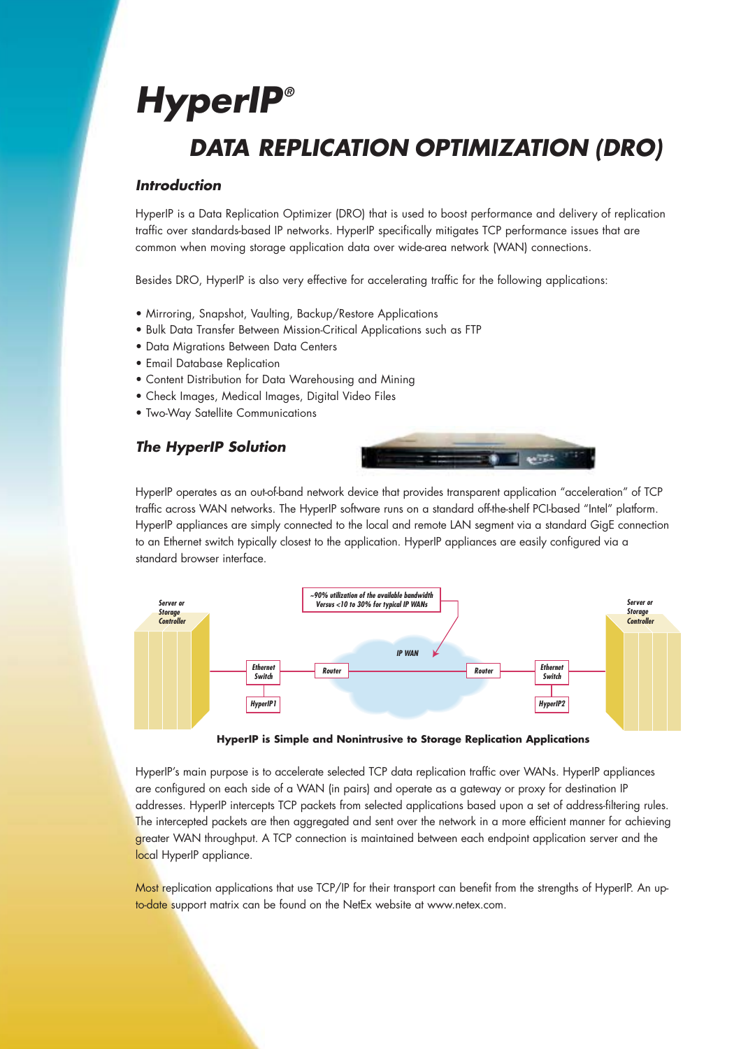# HyperIP®

## DATA REPLICATION OPTIMIZATION (DRO)

### Introduction

HyperIP is a Data Replication Optimizer (DRO) that is used to boost performance and delivery of replication traffic over standards-based IP networks. HyperIP specifically mitigates TCP performance issues that are common when moving storage application data over wide-area network (WAN) connections.

Besides DRO, HyperIP is also very effective for accelerating traffic for the following applications:

- Mirroring, Snapshot, Vaulting, Backup/Restore Applications
- Bulk Data Transfer Between Mission-Critical Applications such as FTP
- Data Migrations Between Data Centers
- Email Database Replication
- Content Distribution for Data Warehousing and Mining
- Check Images, Medical Images, Digital Video Files
- Two-Way Satellite Communications

### The HyperIP Solution

HyperIP operates as an out-of-band network device that provides transparent application "acceleration" of TCP traffic across WAN networks. The HyperIP software runs on a standard off-the-shelf PCI-based "Intel" platform. HyperIP appliances are simply connected to the local and remote LAN segment via a standard GigE connection to an Ethernet switch typically closest to the application. HyperIP appliances are easily configured via a standard browser interface.

Server or Storage Controller — Ethernet Switch — HyperIP1 — Router — IP WAN — Router — Ethernet Switch — HyperIP2 — Server or Storage Controller

~90% utilization of the available bandwidth Versus <10 to 30% for typical IP WANs

**HyperIP is Simple and Nonintrusive to Storage Replication Applications**

HyperIP's main purpose is to accelerate selected TCP data replication traffic over WANs. HyperIP appliances are configured on each side of a WAN (in pairs) and operate as a gateway or proxy for destination IP addresses. HyperIP intercepts TCP packets from selected applications based upon a set of address-filtering rules. The intercepted packets are then aggregated and sent over the network in a more efficient manner for achieving greater WAN throughput. A TCP connection is maintained between each endpoint application server and the local HyperIP appliance.

Most replication applications that use TCP/IP for their transport can benefit from the strengths of HyperIP. An up-to-date support matrix can be found on the NetEx website at www.netex.com.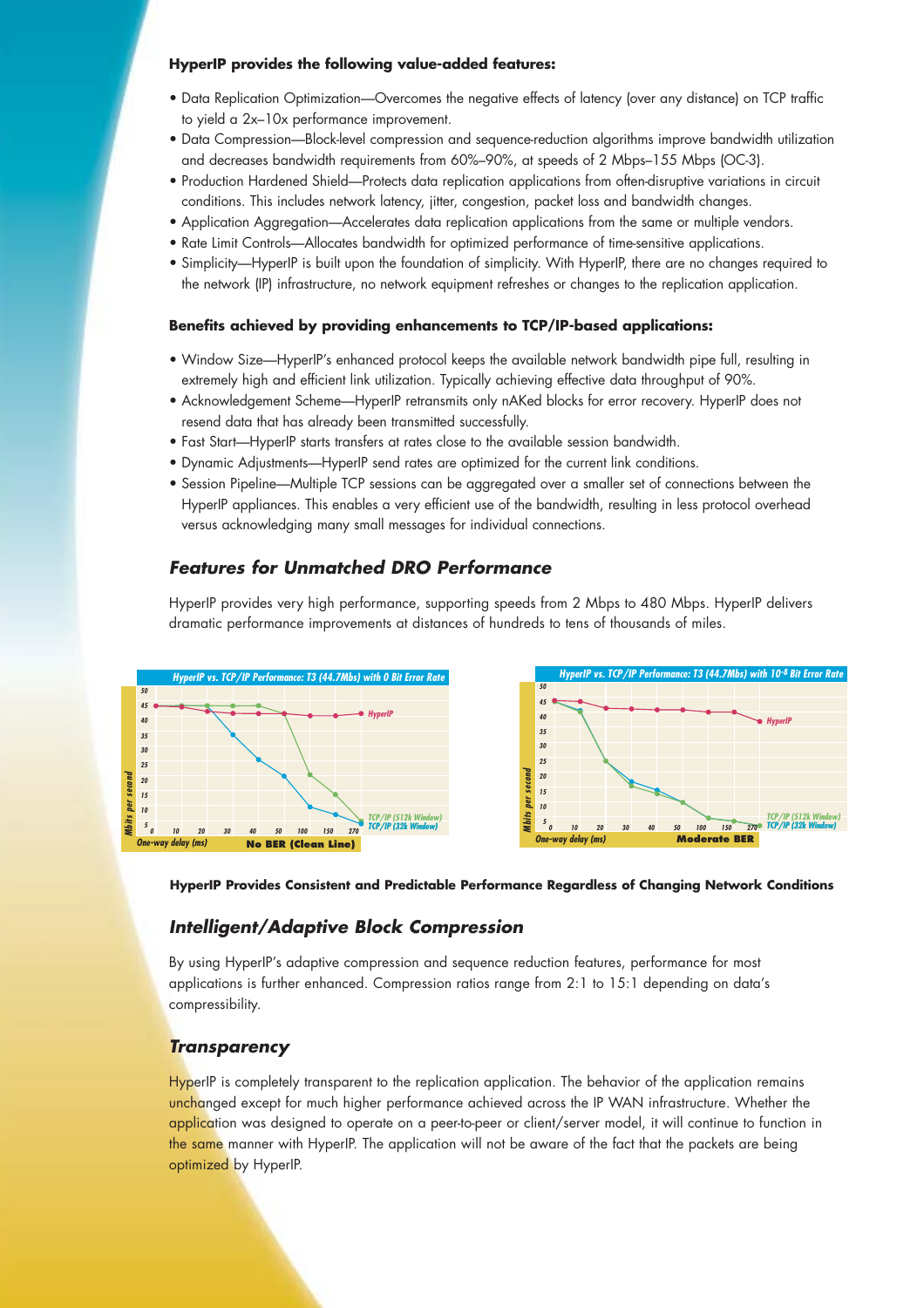**HyperIP provides the following value-added features:**

- Data Replication Optimization—Overcomes the negative effects of latency (over any distance) on TCP traffic to yield a 2x–10x performance improvement.
- Data Compression—Block-level compression and sequence-reduction algorithms improve bandwidth utilization and decreases bandwidth requirements from 60%–90%, at speeds of 2 Mbps–155 Mbps (OC-3).
- Production Hardened Shield—Protects data replication applications from often-disruptive variations in circuit conditions. This includes network latency, jitter, congestion, packet loss and bandwidth changes.
- Application Aggregation—Accelerates data replication applications from the same or multiple vendors.
- Rate Limit Controls—Allocates bandwidth for optimized performance of time-sensitive applications.
- Simplicity—HyperIP is built upon the foundation of simplicity. With HyperIP, there are no changes required to the network (IP) infrastructure, no network equipment refreshes or changes to the replication application.

**Benefits achieved by providing enhancements to TCP/IP-based applications:**

- Window Size—HyperIP's enhanced protocol keeps the available network bandwidth pipe full, resulting in extremely high and efficient link utilization. Typically achieving effective data throughput of 90%.
- Acknowledgement Scheme—HyperIP retransmits only nAKed blocks for error recovery. HyperIP does not resend data that has already been transmitted successfully.
- Fast Start—HyperIP starts transfers at rates close to the available session bandwidth.
- Dynamic Adjustments—HyperIP send rates are optimized for the current link conditions.
- Session Pipeline—Multiple TCP sessions can be aggregated over a smaller set of connections between the HyperIP appliances. This enables a very efficient use of the bandwidth, resulting in less protocol overhead versus acknowledging many small messages for individual connections.

## *Features for Unmatched DRO Performance*

HyperIP provides very high performance, supporting speeds from 2 Mbps to 480 Mbps. HyperIP delivers dramatic performance improvements at distances of hundreds to tens of thousands of miles.

**HyperIP Provides Consistent and Predictable Performance Regardless of Changing Network Conditions**

## *Intelligent/Adaptive Block Compression*

By using HyperIP's adaptive compression and sequence reduction features, performance for most applications is further enhanced. Compression ratios range from 2:1 to 15:1 depending on data's compressibility.

## *Transparency*

HyperIP is completely transparent to the replication application. The behavior of the application remains unchanged except for much higher performance achieved across the IP WAN infrastructure. Whether the application was designed to operate on a peer-to-peer or client/server model, it will continue to function in the same manner with HyperIP. The application will not be aware of the fact that the packets are being optimized by HyperIP.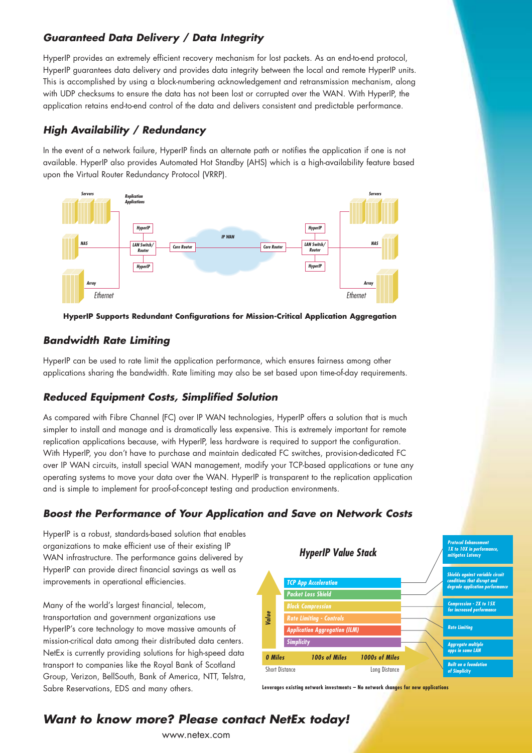## Guaranteed Data Delivery / Data Integrity

HyperIP provides an extremely efficient recovery mechanism for lost packets. As an end-to-end protocol, HyperIP guarantees data delivery and provides data integrity between the local and remote HyperIP units. This is accomplished by using a block-numbering acknowledgement and retransmission mechanism, along with UDP checksums to ensure the data has not been lost or corrupted over the WAN. With HyperIP, the application retains end-to-end control of the data and delivers consistent and predictable performance.

## High Availability / Redundancy

In the event of a network failure, HyperIP finds an alternate path or notifies the application if one is not available. HyperIP also provides Automated Hot Standby (AHS) which is a high-availability feature based upon the Virtual Router Redundancy Protocol (VRRP).

**HyperIP Supports Redundant Configurations for Mission-Critical Application Aggregation**

## Bandwidth Rate Limiting

HyperIP can be used to rate limit the application performance, which ensures fairness among other applications sharing the bandwidth. Rate limiting may also be set based upon time-of-day requirements.

## Reduced Equipment Costs, Simplified Solution

As compared with Fibre Channel (FC) over IP WAN technologies, HyperIP offers a solution that is much simpler to install and manage and is dramatically less expensive. This is extremely important for remote replication applications because, with HyperIP, less hardware is required to support the configuration. With HyperIP, you don't have to purchase and maintain dedicated FC switches, provision-dedicated FC over IP WAN circuits, install special WAN management, modify your TCP-based applications or tune any operating systems to move your data over the WAN. HyperIP is transparent to the replication application and is simple to implement for proof-of-concept testing and production environments.

## Boost the Performance of Your Application and Save on Network Costs

HyperIP is a robust, standards-based solution that enables organizations to make efficient use of their existing IP WAN infrastructure. The performance gains delivered by HyperIP can provide direct financial savings as well as improvements in operational efficiencies.

Many of the world's largest financial, telecom, transportation and government organizations use HyperIP's core technology to move massive amounts of mission-critical data among their distributed data centers. NetEx is currently providing solutions for high-speed data transport to companies like the Royal Bank of Scotland Group, Verizon, BellSouth, Bank of America, NTT, Telstra, Sabre Reservations, EDS and many others.

**HyperIP Value Stack**

| Layer | Benefit |
| --- | --- |
| TCP App Acceleration | Protocol Enhancement 1X to 10X in performance, mitigates Latency |
| Packet Loss Shield | Shields against variable circuit conditions that disrupt and degrade application performance |
| Block Compression | Compression - 2X to 15X for increased performance |
| Rate Limiting - Controls | Rate Limiting |
| Application Aggregation (ILM) | Aggregate multiple apps in same LAN |
| Simplicity | Built on a foundation of Simplicity |

Value — 0 Miles (Short Distance) · 100s of Miles · 1000s of Miles (Long Distance)

Leverages existing network investments – No network changes for new applications

## Want to know more? Please contact NetEx today!

www.netex.com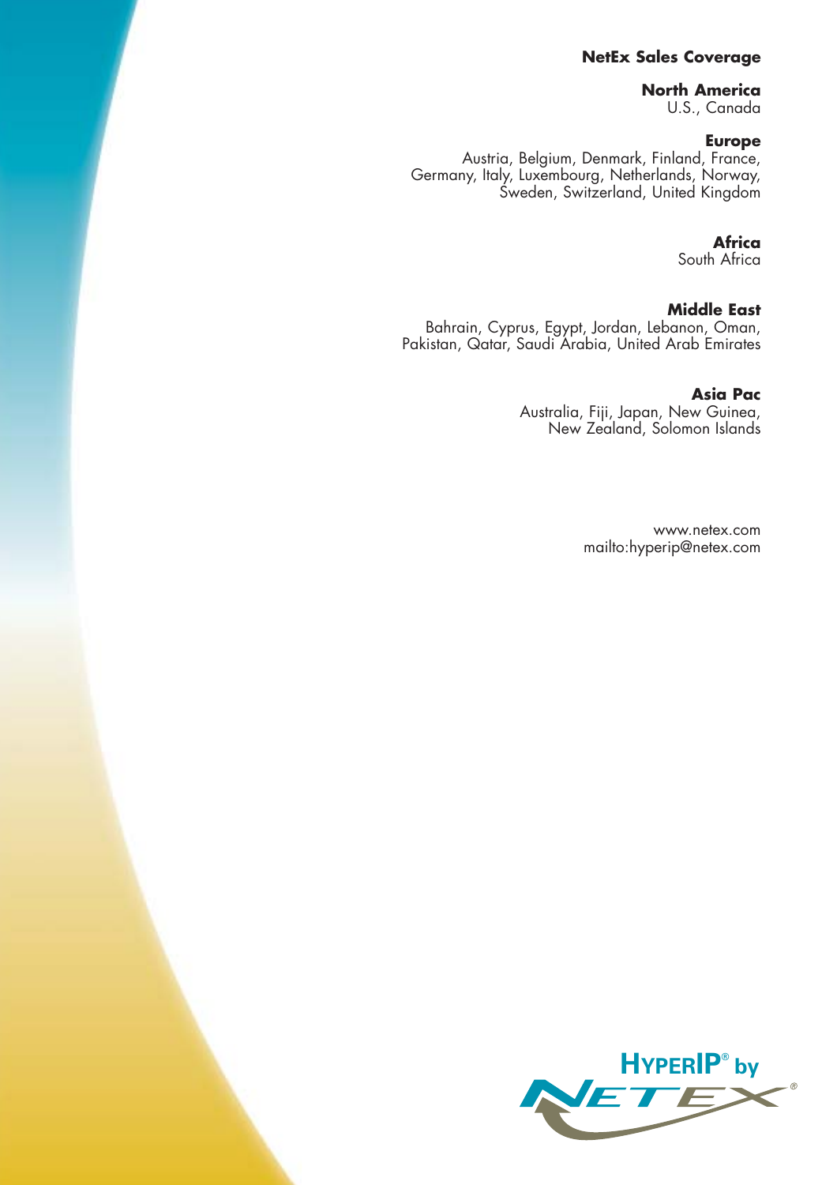## NetEx Sales Coverage

**North America**
U.S., Canada

**Europe**
Austria, Belgium, Denmark, Finland, France, Germany, Italy, Luxembourg, Netherlands, Norway, Sweden, Switzerland, United Kingdom

**Africa**
South Africa

**Middle East**
Bahrain, Cyprus, Egypt, Jordan, Lebanon, Oman, Pakistan, Qatar, Saudi Arabia, United Arab Emirates

**Asia Pac**
Australia, Fiji, Japan, New Guinea, New Zealand, Solomon Islands

www.netex.com
mailto:hyperip@netex.com

HyperIP® by NetEx®